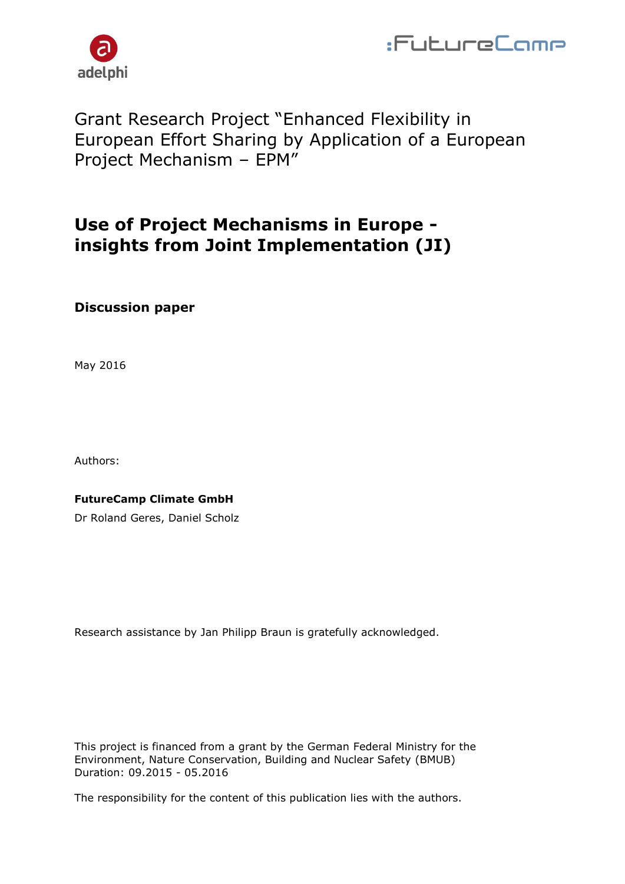Grant Research Project "Enhanced Flexibility in European Effort Sharing by Application of a European Project Mechanism – EPM"

# Use of Project Mechanisms in Europe - insights from Joint Implementation (JI)

**Discussion paper**

May 2016

Authors:

**FutureCamp Climate GmbH**

Dr Roland Geres, Daniel Scholz

Research assistance by Jan Philipp Braun is gratefully acknowledged.

This project is financed from a grant by the German Federal Ministry for the Environment, Nature Conservation, Building and Nuclear Safety (BMUB)
Duration: 09.2015 - 05.2016

The responsibility for the content of this publication lies with the authors.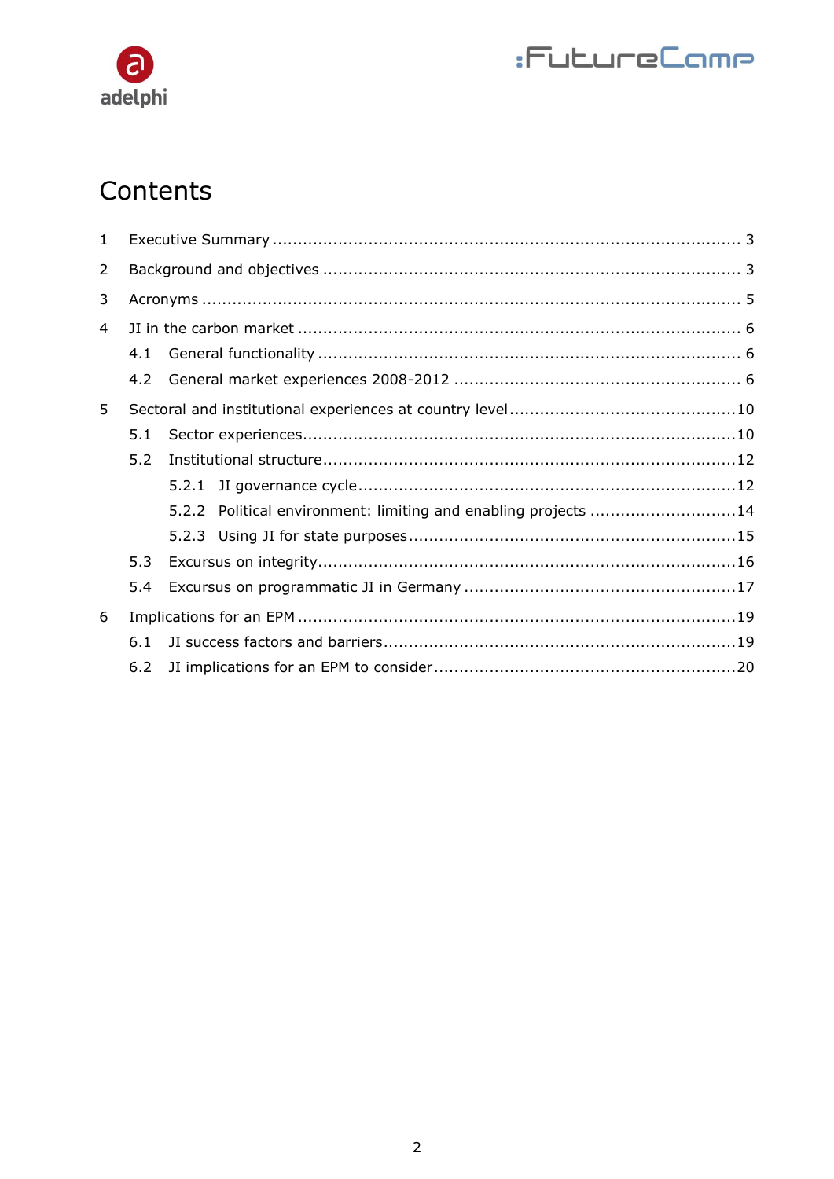# Contents

1 Executive Summary ........................................................................................ 3

2 Background and objectives ............................................................................. 3

3 Acronyms ...................................................................................................... 5

4 JI in the carbon market .................................................................................. 6

  4.1 General functionality .............................................................................. 6

  4.2 General market experiences 2008-2012 .................................................. 6

5 Sectoral and institutional experiences at country level ...................................... 10

  5.1 Sector experiences.................................................................................. 10

  5.2 Institutional structure.............................................................................. 12

    5.2.1 JI governance cycle........................................................................ 12

    5.2.2 Political environment: limiting and enabling projects .......................... 14

    5.2.3 Using JI for state purposes............................................................. 15

  5.3 Excursus on integrity............................................................................... 16

  5.4 Excursus on programmatic JI in Germany ................................................ 17

6 Implications for an EPM .................................................................................. 19

  6.1 JI success factors and barriers.................................................................. 19

  6.2 JI implications for an EPM to consider....................................................... 20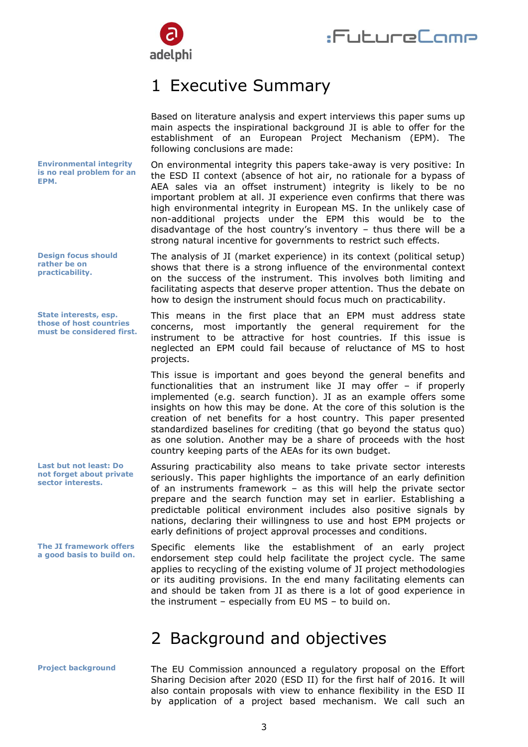# 1 Executive Summary

Based on literature analysis and expert interviews this paper sums up main aspects the inspirational background JI is able to offer for the establishment of an European Project Mechanism (EPM). The following conclusions are made:

**Environmental integrity is no real problem for an EPM.**

On environmental integrity this papers take-away is very positive: In the ESD II context (absence of hot air, no rationale for a bypass of AEA sales via an offset instrument) integrity is likely to be no important problem at all. JI experience even confirms that there was high environmental integrity in European MS. In the unlikely case of non-additional projects under the EPM this would be to the disadvantage of the host country's inventory – thus there will be a strong natural incentive for governments to restrict such effects.

**Design focus should rather be on practicability.**

The analysis of JI (market experience) in its context (political setup) shows that there is a strong influence of the environmental context on the success of the instrument. This involves both limiting and facilitating aspects that deserve proper attention. Thus the debate on how to design the instrument should focus much on practicability.

**State interests, esp. those of host countries must be considered first.**

This means in the first place that an EPM must address state concerns, most importantly the general requirement for the instrument to be attractive for host countries. If this issue is neglected an EPM could fail because of reluctance of MS to host projects.

This issue is important and goes beyond the general benefits and functionalities that an instrument like JI may offer – if properly implemented (e.g. search function). JI as an example offers some insights on how this may be done. At the core of this solution is the creation of net benefits for a host country. This paper presented standardized baselines for crediting (that go beyond the status quo) as one solution. Another may be a share of proceeds with the host country keeping parts of the AEAs for its own budget.

**Last but not least: Do not forget about private sector interests.**

Assuring practicability also means to take private sector interests seriously. This paper highlights the importance of an early definition of an instruments framework – as this will help the private sector prepare and the search function may set in earlier. Establishing a predictable political environment includes also positive signals by nations, declaring their willingness to use and host EPM projects or early definitions of project approval processes and conditions.

**The JI framework offers a good basis to build on.**

Specific elements like the establishment of an early project endorsement step could help facilitate the project cycle. The same applies to recycling of the existing volume of JI project methodologies or its auditing provisions. In the end many facilitating elements can and should be taken from JI as there is a lot of good experience in the instrument – especially from EU MS – to build on.

# 2 Background and objectives

**Project background**

The EU Commission announced a regulatory proposal on the Effort Sharing Decision after 2020 (ESD II) for the first half of 2016. It will also contain proposals with view to enhance flexibility in the ESD II by application of a project based mechanism. We call such an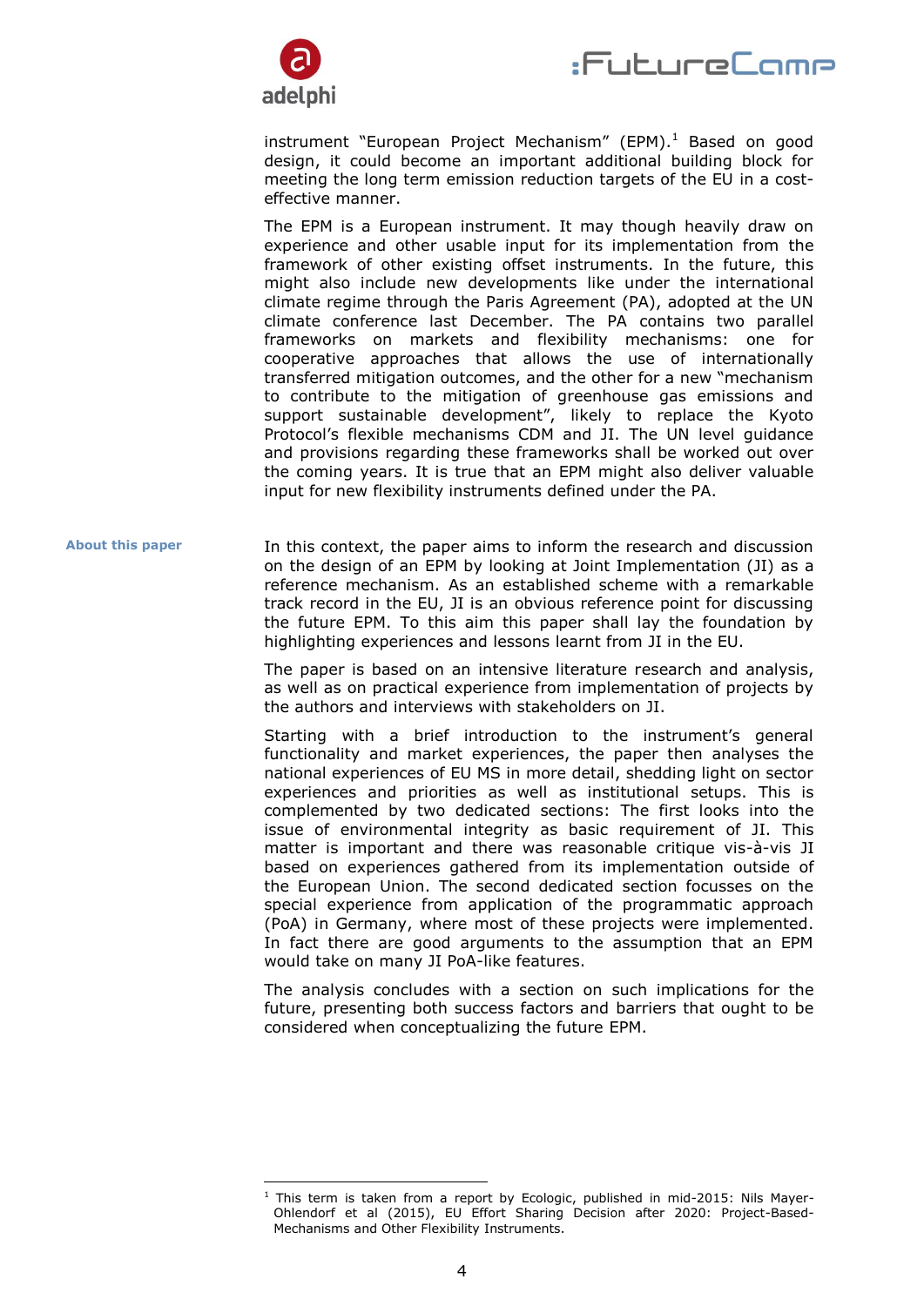instrument "European Project Mechanism" (EPM).[1] Based on good design, it could become an important additional building block for meeting the long term emission reduction targets of the EU in a cost-effective manner.

The EPM is a European instrument. It may though heavily draw on experience and other usable input for its implementation from the framework of other existing offset instruments. In the future, this might also include new developments like under the international climate regime through the Paris Agreement (PA), adopted at the UN climate conference last December. The PA contains two parallel frameworks on markets and flexibility mechanisms: one for cooperative approaches that allows the use of internationally transferred mitigation outcomes, and the other for a new "mechanism to contribute to the mitigation of greenhouse gas emissions and support sustainable development", likely to replace the Kyoto Protocol's flexible mechanisms CDM and JI. The UN level guidance and provisions regarding these frameworks shall be worked out over the coming years. It is true that an EPM might also deliver valuable input for new flexibility instruments defined under the PA.

**About this paper**

In this context, the paper aims to inform the research and discussion on the design of an EPM by looking at Joint Implementation (JI) as a reference mechanism. As an established scheme with a remarkable track record in the EU, JI is an obvious reference point for discussing the future EPM. To this aim this paper shall lay the foundation by highlighting experiences and lessons learnt from JI in the EU.

The paper is based on an intensive literature research and analysis, as well as on practical experience from implementation of projects by the authors and interviews with stakeholders on JI.

Starting with a brief introduction to the instrument's general functionality and market experiences, the paper then analyses the national experiences of EU MS in more detail, shedding light on sector experiences and priorities as well as institutional setups. This is complemented by two dedicated sections: The first looks into the issue of environmental integrity as basic requirement of JI. This matter is important and there was reasonable critique vis-à-vis JI based on experiences gathered from its implementation outside of the European Union. The second dedicated section focusses on the special experience from application of the programmatic approach (PoA) in Germany, where most of these projects were implemented. In fact there are good arguments to the assumption that an EPM would take on many JI PoA-like features.

The analysis concludes with a section on such implications for the future, presenting both success factors and barriers that ought to be considered when conceptualizing the future EPM.

[1] This term is taken from a report by Ecologic, published in mid-2015: Nils Mayer-Ohlendorf et al (2015), EU Effort Sharing Decision after 2020: Project-Based-Mechanisms and Other Flexibility Instruments.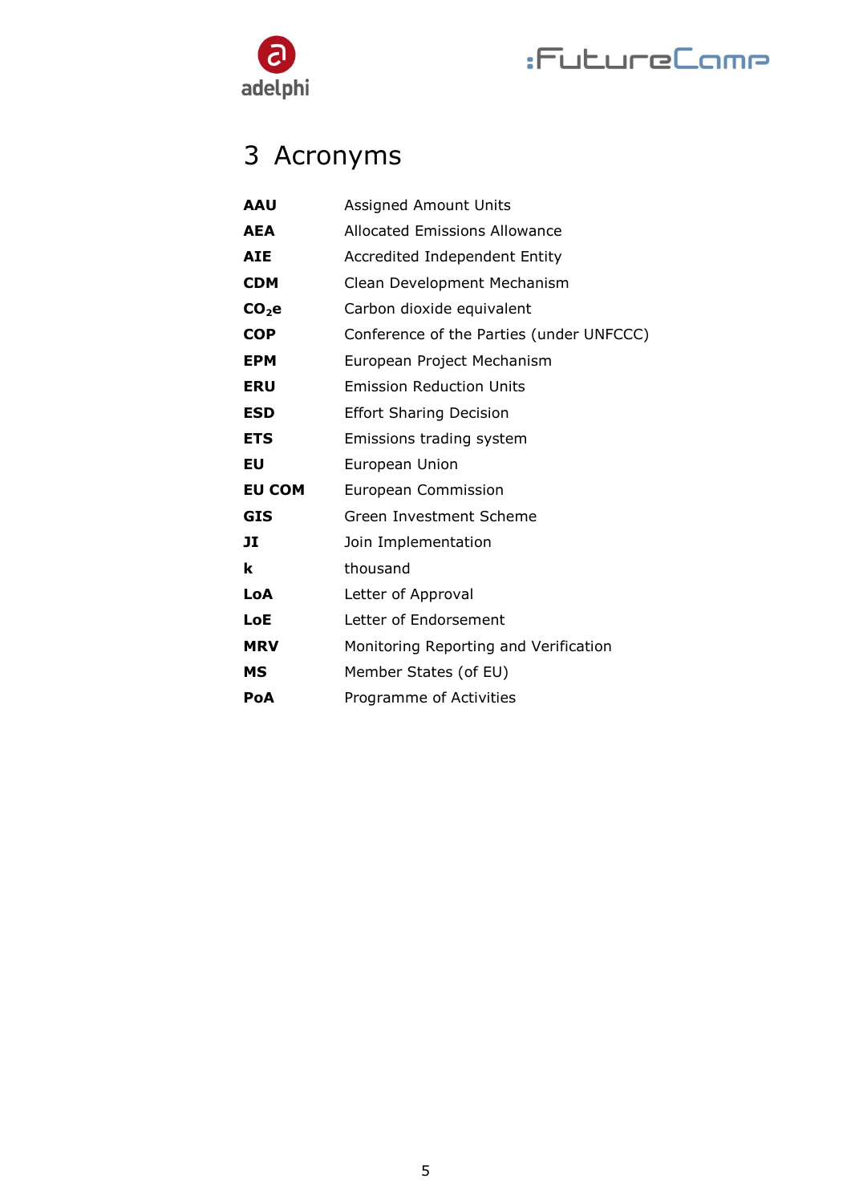# 3 Acronyms

| | |
|---|---|
| **AAU** | Assigned Amount Units |
| **AEA** | Allocated Emissions Allowance |
| **AIE** | Accredited Independent Entity |
| **CDM** | Clean Development Mechanism |
| **$CO_2$e** | Carbon dioxide equivalent |
| **COP** | Conference of the Parties (under UNFCCC) |
| **EPM** | European Project Mechanism |
| **ERU** | Emission Reduction Units |
| **ESD** | Effort Sharing Decision |
| **ETS** | Emissions trading system |
| **EU** | European Union |
| **EU COM** | European Commission |
| **GIS** | Green Investment Scheme |
| **JI** | Join Implementation |
| **k** | thousand |
| **LoA** | Letter of Approval |
| **LoE** | Letter of Endorsement |
| **MRV** | Monitoring Reporting and Verification |
| **MS** | Member States (of EU) |
| **PoA** | Programme of Activities |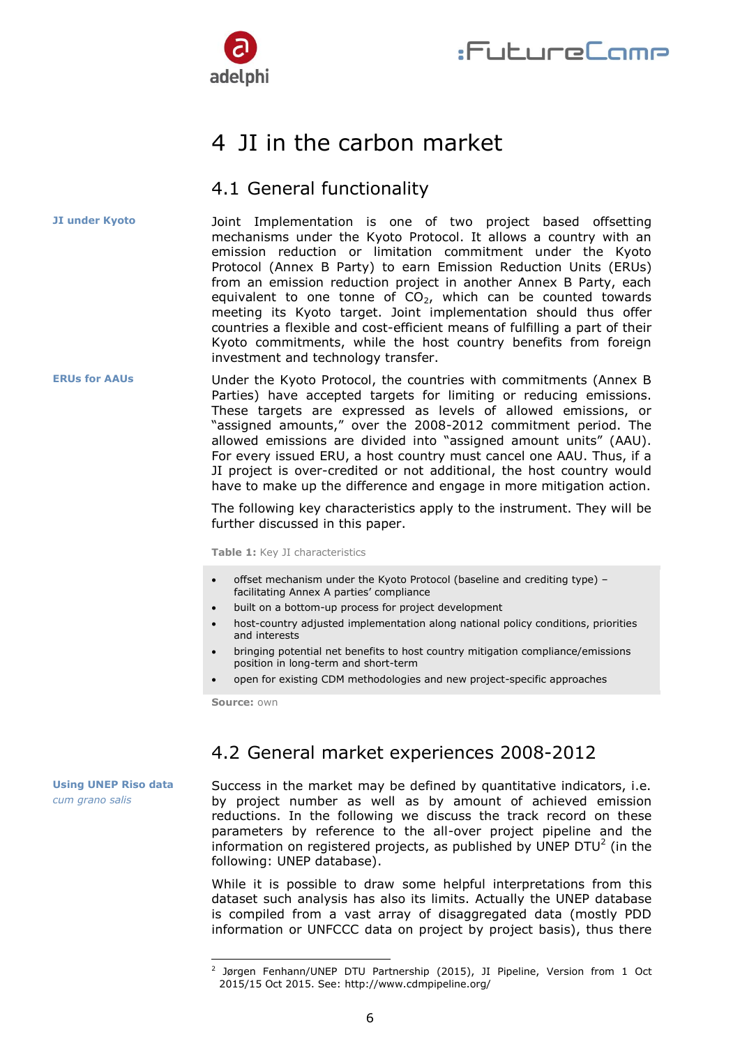# 4 JI in the carbon market

## 4.1 General functionality

**JI under Kyoto**

Joint Implementation is one of two project based offsetting mechanisms under the Kyoto Protocol. It allows a country with an emission reduction or limitation commitment under the Kyoto Protocol (Annex B Party) to earn Emission Reduction Units (ERUs) from an emission reduction project in another Annex B Party, each equivalent to one tonne of $CO_2$, which can be counted towards meeting its Kyoto target. Joint implementation should thus offer countries a flexible and cost-efficient means of fulfilling a part of their Kyoto commitments, while the host country benefits from foreign investment and technology transfer.

**ERUs for AAUs**

Under the Kyoto Protocol, the countries with commitments (Annex B Parties) have accepted targets for limiting or reducing emissions. These targets are expressed as levels of allowed emissions, or "assigned amounts," over the 2008-2012 commitment period. The allowed emissions are divided into "assigned amount units" (AAU). For every issued ERU, a host country must cancel one AAU. Thus, if a JI project is over-credited or not additional, the host country would have to make up the difference and engage in more mitigation action.

The following key characteristics apply to the instrument. They will be further discussed in this paper.

**Table 1:** Key JI characteristics

- offset mechanism under the Kyoto Protocol (baseline and crediting type) – facilitating Annex A parties' compliance
- built on a bottom-up process for project development
- host-country adjusted implementation along national policy conditions, priorities and interests
- bringing potential net benefits to host country mitigation compliance/emissions position in long-term and short-term
- open for existing CDM methodologies and new project-specific approaches

**Source:** own

## 4.2 General market experiences 2008-2012

**Using UNEP Riso data** *cum grano salis*

Success in the market may be defined by quantitative indicators, i.e. by project number as well as by amount of achieved emission reductions. In the following we discuss the track record on these parameters by reference to the all-over project pipeline and the information on registered projects, as published by UNEP DTU[2] (in the following: UNEP database).

While it is possible to draw some helpful interpretations from this dataset such analysis has also its limits. Actually the UNEP database is compiled from a vast array of disaggregated data (mostly PDD information or UNFCCC data on project by project basis), thus there

---

[2] Jørgen Fenhann/UNEP DTU Partnership (2015), JI Pipeline, Version from 1 Oct 2015/15 Oct 2015. See: http://www.cdmpipeline.org/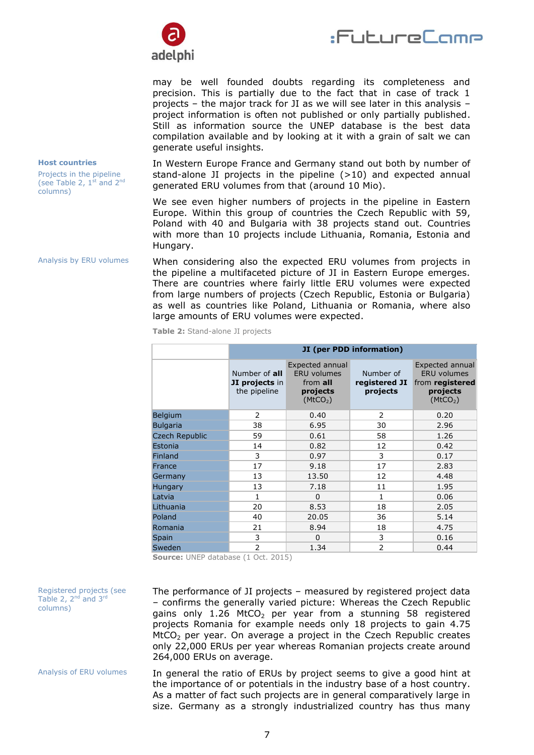may be well founded doubts regarding its completeness and precision. This is partially due to the fact that in case of track 1 projects – the major track for JI as we will see later in this analysis – project information is often not published or only partially published. Still as information source the UNEP database is the best data compilation available and by looking at it with a grain of salt we can generate useful insights.

**Host countries**

Projects in the pipeline (see Table 2, 1st and 2nd columns)

In Western Europe France and Germany stand out both by number of stand-alone JI projects in the pipeline (>10) and expected annual generated ERU volumes from that (around 10 Mio).

We see even higher numbers of projects in the pipeline in Eastern Europe. Within this group of countries the Czech Republic with 59, Poland with 40 and Bulgaria with 38 projects stand out. Countries with more than 10 projects include Lithuania, Romania, Estonia and Hungary.

Analysis by ERU volumes

When considering also the expected ERU volumes from projects in the pipeline a multifaceted picture of JI in Eastern Europe emerges. There are countries where fairly little ERU volumes were expected from large numbers of projects (Czech Republic, Estonia or Bulgaria) as well as countries like Poland, Lithuania or Romania, where also large amounts of ERU volumes were expected.

**Table 2:** Stand-alone JI projects

| | JI (per PDD information) | | | |
|---|---|---|---|---|
| | Number of **all JI projects** in the pipeline | Expected annual ERU volumes from **all projects** ($MtCO_2$) | Number of **registered JI projects** | Expected annual ERU volumes from **registered projects** ($MtCO_2$) |
| Belgium | 2 | 0.40 | 2 | 0.20 |
| Bulgaria | 38 | 6.95 | 30 | 2.96 |
| Czech Republic | 59 | 0.61 | 58 | 1.26 |
| Estonia | 14 | 0.82 | 12 | 0.42 |
| Finland | 3 | 0.97 | 3 | 0.17 |
| France | 17 | 9.18 | 17 | 2.83 |
| Germany | 13 | 13.50 | 12 | 4.48 |
| Hungary | 13 | 7.18 | 11 | 1.95 |
| Latvia | 1 | 0 | 1 | 0.06 |
| Lithuania | 20 | 8.53 | 18 | 2.05 |
| Poland | 40 | 20.05 | 36 | 5.14 |
| Romania | 21 | 8.94 | 18 | 4.75 |
| Spain | 3 | 0 | 3 | 0.16 |
| Sweden | 2 | 1.34 | 2 | 0.44 |

**Source:** UNEP database (1 Oct. 2015)

Registered projects (see Table 2, 2nd and 3rd columns)

The performance of JI projects – measured by registered project data – confirms the generally varied picture: Whereas the Czech Republic gains only 1.26 $MtCO_2$ per year from a stunning 58 registered projects Romania for example needs only 18 projects to gain 4.75 $MtCO_2$ per year. On average a project in the Czech Republic creates only 22,000 ERUs per year whereas Romanian projects create around 264,000 ERUs on average.

Analysis of ERU volumes

In general the ratio of ERUs by project seems to give a good hint at the importance of or potentials in the industry base of a host country. As a matter of fact such projects are in general comparatively large in size. Germany as a strongly industrialized country has thus many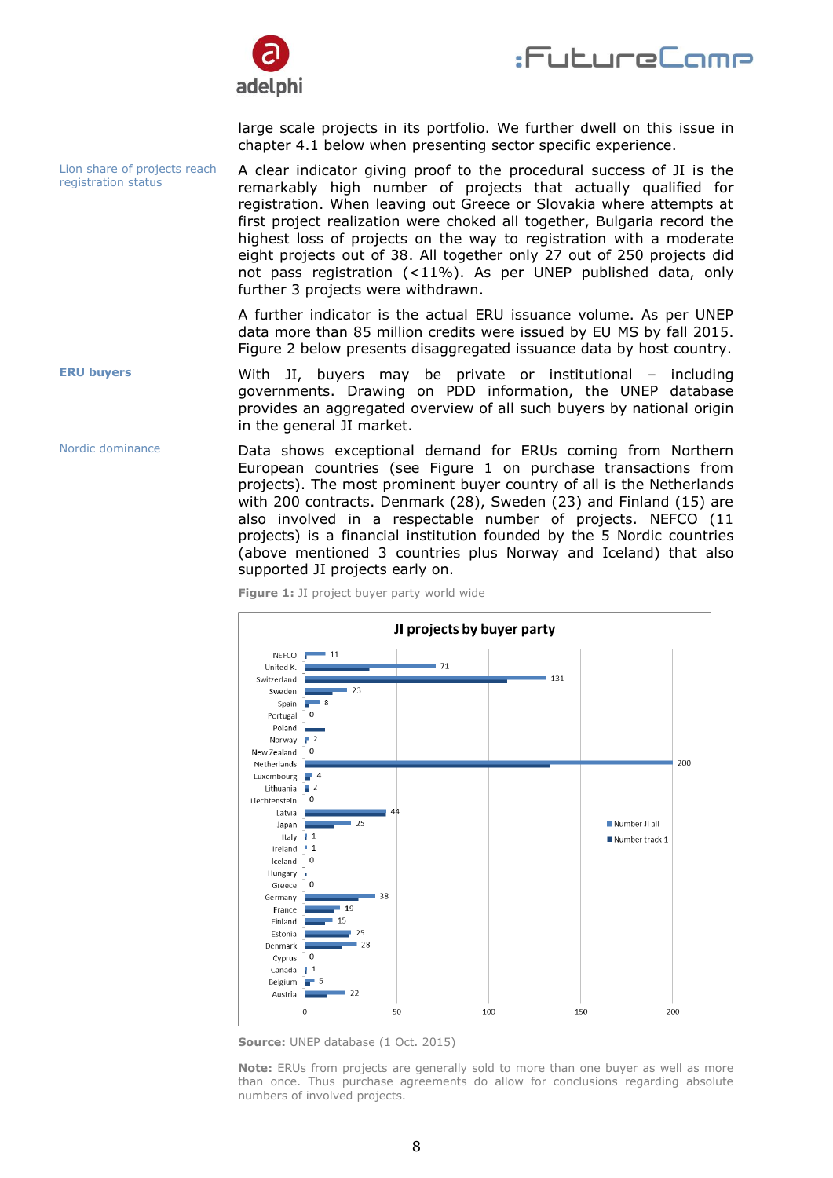large scale projects in its portfolio. We further dwell on this issue in chapter 4.1 below when presenting sector specific experience.

Lion share of projects reach registration status

A clear indicator giving proof to the procedural success of JI is the remarkably high number of projects that actually qualified for registration. When leaving out Greece or Slovakia where attempts at first project realization were choked all together, Bulgaria record the highest loss of projects on the way to registration with a moderate eight projects out of 38. All together only 27 out of 250 projects did not pass registration (<11%). As per UNEP published data, only further 3 projects were withdrawn.

A further indicator is the actual ERU issuance volume. As per UNEP data more than 85 million credits were issued by EU MS by fall 2015. Figure 2 below presents disaggregated issuance data by host country.

**ERU buyers**

With JI, buyers may be private or institutional – including governments. Drawing on PDD information, the UNEP database provides an aggregated overview of all such buyers by national origin in the general JI market.

Nordic dominance

Data shows exceptional demand for ERUs coming from Northern European countries (see Figure 1 on purchase transactions from projects). The most prominent buyer country of all is the Netherlands with 200 contracts. Denmark (28), Sweden (23) and Finland (15) are also involved in a respectable number of projects. NEFCO (11 projects) is a financial institution founded by the 5 Nordic countries (above mentioned 3 countries plus Norway and Iceland) that also supported JI projects early on.

**Figure 1:** JI project buyer party world wide

JI projects by buyer party

| Buyer party | Number JI all |
|---|---|
| NEFCO | 11 |
| United K. | 71 |
| Switzerland | 131 |
| Sweden | 23 |
| Spain | 8 |
| Portugal | 0 |
| Poland | |
| Norway | 2 |
| New Zealand | 0 |
| Netherlands | 200 |
| Luxembourg | 4 |
| Lithuania | 2 |
| Liechtenstein | 0 |
| Latvia | 44 |
| Japan | 25 |
| Italy | 1 |
| Ireland | 1 |
| Iceland | 0 |
| Hungary | |
| Greece | 0 |
| Germany | 38 |
| France | 19 |
| Finland | 15 |
| Estonia | 25 |
| Denmark | 28 |
| Cyprus | 0 |
| Canada | 1 |
| Belgium | 5 |
| Austria | 22 |

Legend: Number JI all; Number track 1

**Source:** UNEP database (1 Oct. 2015)

**Note:** ERUs from projects are generally sold to more than one buyer as well as more than once. Thus purchase agreements do allow for conclusions regarding absolute numbers of involved projects.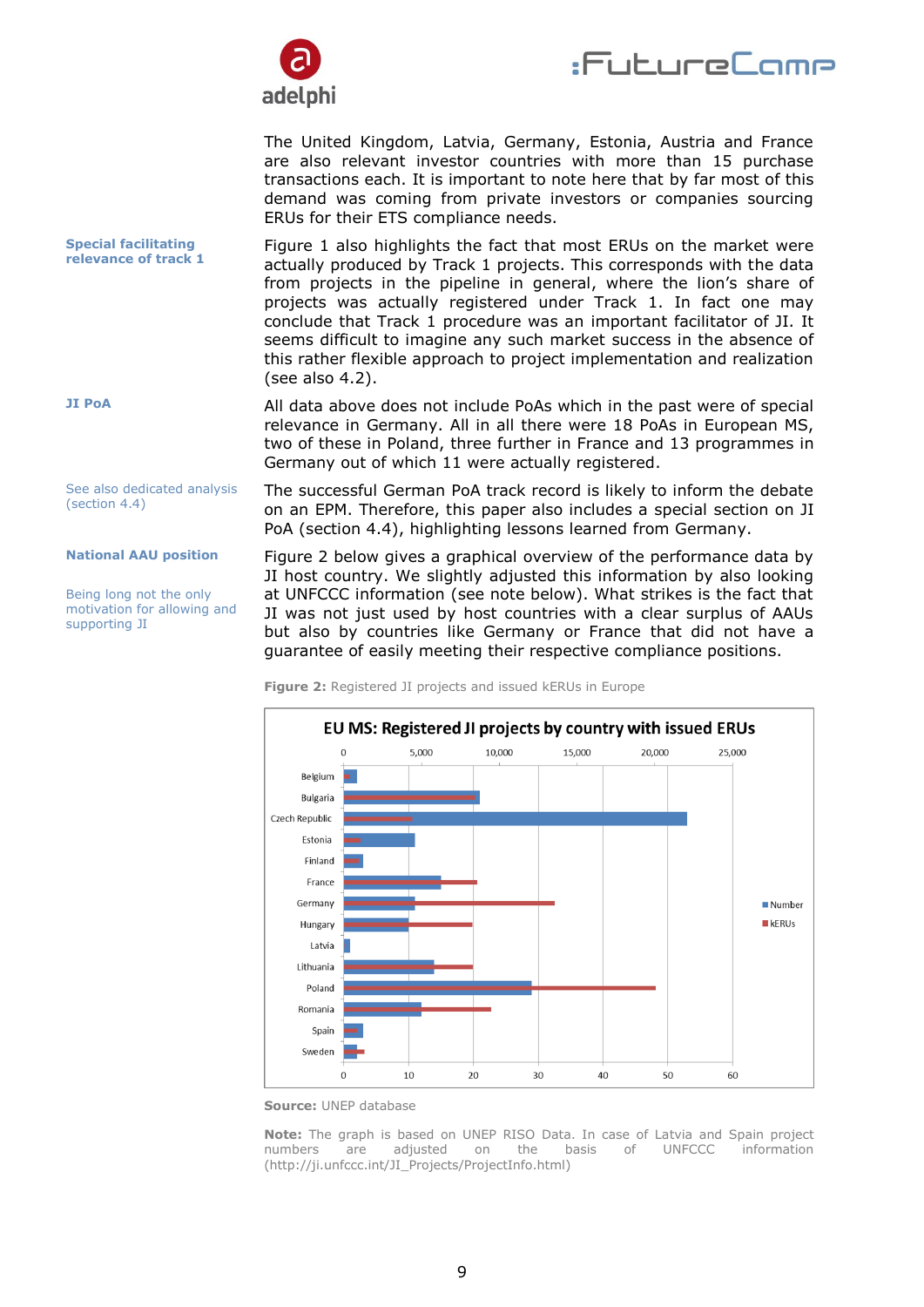The United Kingdom, Latvia, Germany, Estonia, Austria and France are also relevant investor countries with more than 15 purchase transactions each. It is important to note here that by far most of this demand was coming from private investors or companies sourcing ERUs for their ETS compliance needs.

**Special facilitating relevance of track 1**

Figure 1 also highlights the fact that most ERUs on the market were actually produced by Track 1 projects. This corresponds with the data from projects in the pipeline in general, where the lion's share of projects was actually registered under Track 1. In fact one may conclude that Track 1 procedure was an important facilitator of JI. It seems difficult to imagine any such market success in the absence of this rather flexible approach to project implementation and realization (see also 4.2).

**JI PoA**

All data above does not include PoAs which in the past were of special relevance in Germany. All in all there were 18 PoAs in European MS, two of these in Poland, three further in France and 13 programmes in Germany out of which 11 were actually registered.

See also dedicated analysis (section 4.4)

The successful German PoA track record is likely to inform the debate on an EPM. Therefore, this paper also includes a special section on JI PoA (section 4.4), highlighting lessons learned from Germany.

**National AAU position**

Being long not the only motivation for allowing and supporting JI

Figure 2 below gives a graphical overview of the performance data by JI host country. We slightly adjusted this information by also looking at UNFCCC information (see note below). What strikes is the fact that JI was not just used by host countries with a clear surplus of AAUs but also by countries like Germany or France that did not have a guarantee of easily meeting their respective compliance positions.

**Figure 2:** Registered JI projects and issued kERUs in Europe

**Source:** UNEP database

**Note:** The graph is based on UNEP RISO Data. In case of Latvia and Spain project numbers are adjusted on the basis of UNFCCC information (http://ji.unfccc.int/JI_Projects/ProjectInfo.html)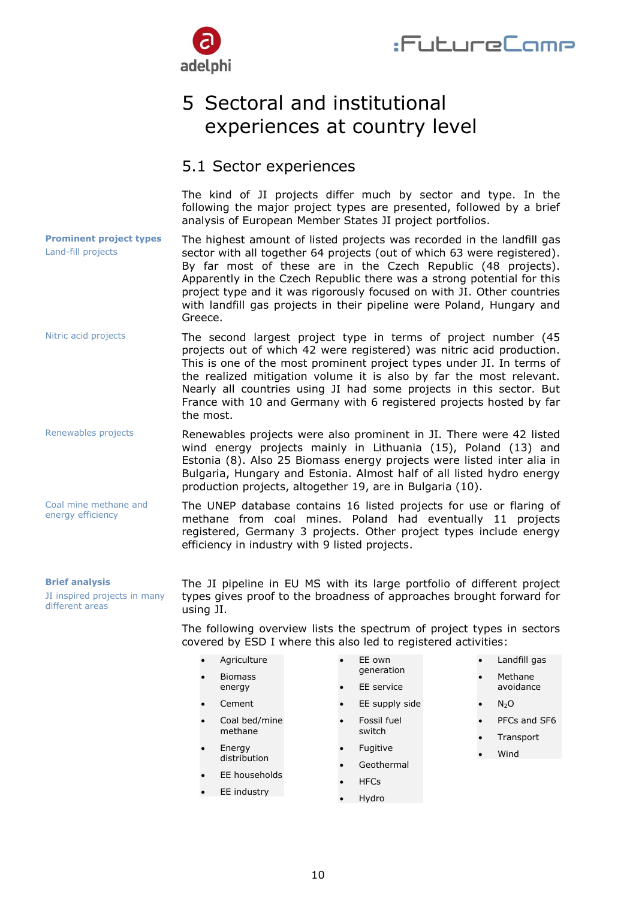# 5 Sectoral and institutional experiences at country level

## 5.1 Sector experiences

The kind of JI projects differ much by sector and type. In the following the major project types are presented, followed by a brief analysis of European Member States JI project portfolios.

**Prominent project types**

Land-fill projects

The highest amount of listed projects was recorded in the landfill gas sector with all together 64 projects (out of which 63 were registered). By far most of these are in the Czech Republic (48 projects). Apparently in the Czech Republic there was a strong potential for this project type and it was rigorously focused on with JI. Other countries with landfill gas projects in their pipeline were Poland, Hungary and Greece.

Nitric acid projects

The second largest project type in terms of project number (45 projects out of which 42 were registered) was nitric acid production. This is one of the most prominent project types under JI. In terms of the realized mitigation volume it is also by far the most relevant. Nearly all countries using JI had some projects in this sector. But France with 10 and Germany with 6 registered projects hosted by far the most.

Renewables projects

Renewables projects were also prominent in JI. There were 42 listed wind energy projects mainly in Lithuania (15), Poland (13) and Estonia (8). Also 25 Biomass energy projects were listed inter alia in Bulgaria, Hungary and Estonia. Almost half of all listed hydro energy production projects, altogether 19, are in Bulgaria (10).

Coal mine methane and energy efficiency

The UNEP database contains 16 listed projects for use or flaring of methane from coal mines. Poland had eventually 11 projects registered, Germany 3 projects. Other project types include energy efficiency in industry with 9 listed projects.

**Brief analysis**

JI inspired projects in many different areas

The JI pipeline in EU MS with its large portfolio of different project types gives proof to the broadness of approaches brought forward for using JI.

The following overview lists the spectrum of project types in sectors covered by ESD I where this also led to registered activities:

- Agriculture
- Biomass energy
- Cement
- Coal bed/mine methane
- Energy distribution
- EE households
- EE industry
- EE own generation
- EE service
- EE supply side
- Fossil fuel switch
- Fugitive
- Geothermal
- HFCs
- Hydro
- Landfill gas
- Methane avoidance
- $N_2O$
- PFCs and SF6
- Transport
- Wind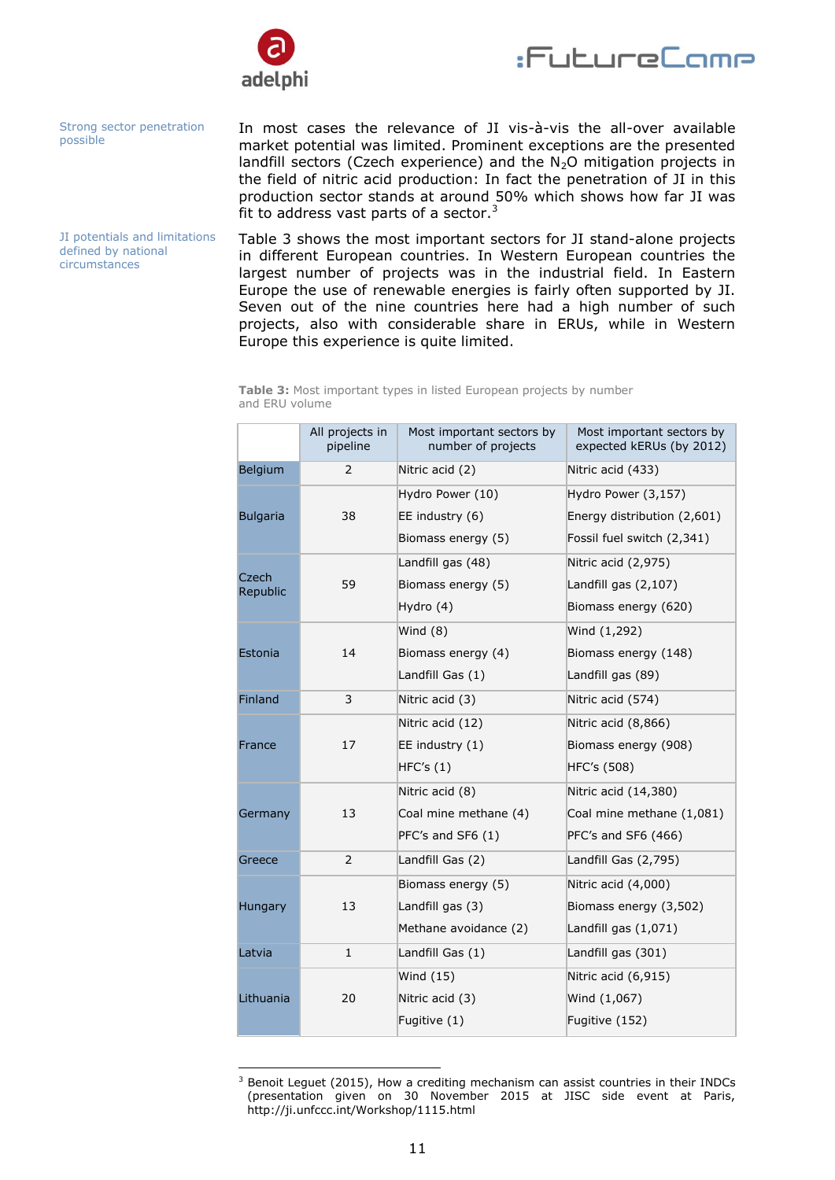Strong sector penetration possible

In most cases the relevance of JI vis-à-vis the all-over available market potential was limited. Prominent exceptions are the presented landfill sectors (Czech experience) and the $N_2O$ mitigation projects in the field of nitric acid production: In fact the penetration of JI in this production sector stands at around 50% which shows how far JI was fit to address vast parts of a sector.[3]

JI potentials and limitations defined by national circumstances

Table 3 shows the most important sectors for JI stand-alone projects in different European countries. In Western European countries the largest number of projects was in the industrial field. In Eastern Europe the use of renewable energies is fairly often supported by JI. Seven out of the nine countries here had a high number of such projects, also with considerable share in ERUs, while in Western Europe this experience is quite limited.

**Table 3:** Most important types in listed European projects by number and ERU volume

| | All projects in pipeline | Most important sectors by number of projects | Most important sectors by expected kERUs (by 2012) |
|---|---|---|---|
| Belgium | 2 | Nitric acid (2) | Nitric acid (433) |
| Bulgaria | 38 | Hydro Power (10)<br>EE industry (6)<br>Biomass energy (5) | Hydro Power (3,157)<br>Energy distribution (2,601)<br>Fossil fuel switch (2,341) |
| Czech Republic | 59 | Landfill gas (48)<br>Biomass energy (5)<br>Hydro (4) | Nitric acid (2,975)<br>Landfill gas (2,107)<br>Biomass energy (620) |
| Estonia | 14 | Wind (8)<br>Biomass energy (4)<br>Landfill Gas (1) | Wind (1,292)<br>Biomass energy (148)<br>Landfill gas (89) |
| Finland | 3 | Nitric acid (3) | Nitric acid (574) |
| France | 17 | Nitric acid (12)<br>EE industry (1)<br>HFC's (1) | Nitric acid (8,866)<br>Biomass energy (908)<br>HFC's (508) |
| Germany | 13 | Nitric acid (8)<br>Coal mine methane (4)<br>PFC's and SF6 (1) | Nitric acid (14,380)<br>Coal mine methane (1,081)<br>PFC's and SF6 (466) |
| Greece | 2 | Landfill Gas (2) | Landfill Gas (2,795) |
| Hungary | 13 | Biomass energy (5)<br>Landfill gas (3)<br>Methane avoidance (2) | Nitric acid (4,000)<br>Biomass energy (3,502)<br>Landfill gas (1,071) |
| Latvia | 1 | Landfill Gas (1) | Landfill gas (301) |
| Lithuania | 20 | Wind (15)<br>Nitric acid (3)<br>Fugitive (1) | Nitric acid (6,915)<br>Wind (1,067)<br>Fugitive (152) |

[3] Benoit Leguet (2015), How a crediting mechanism can assist countries in their INDCs (presentation given on 30 November 2015 at JISC side event at Paris, http://ji.unfccc.int/Workshop/1115.html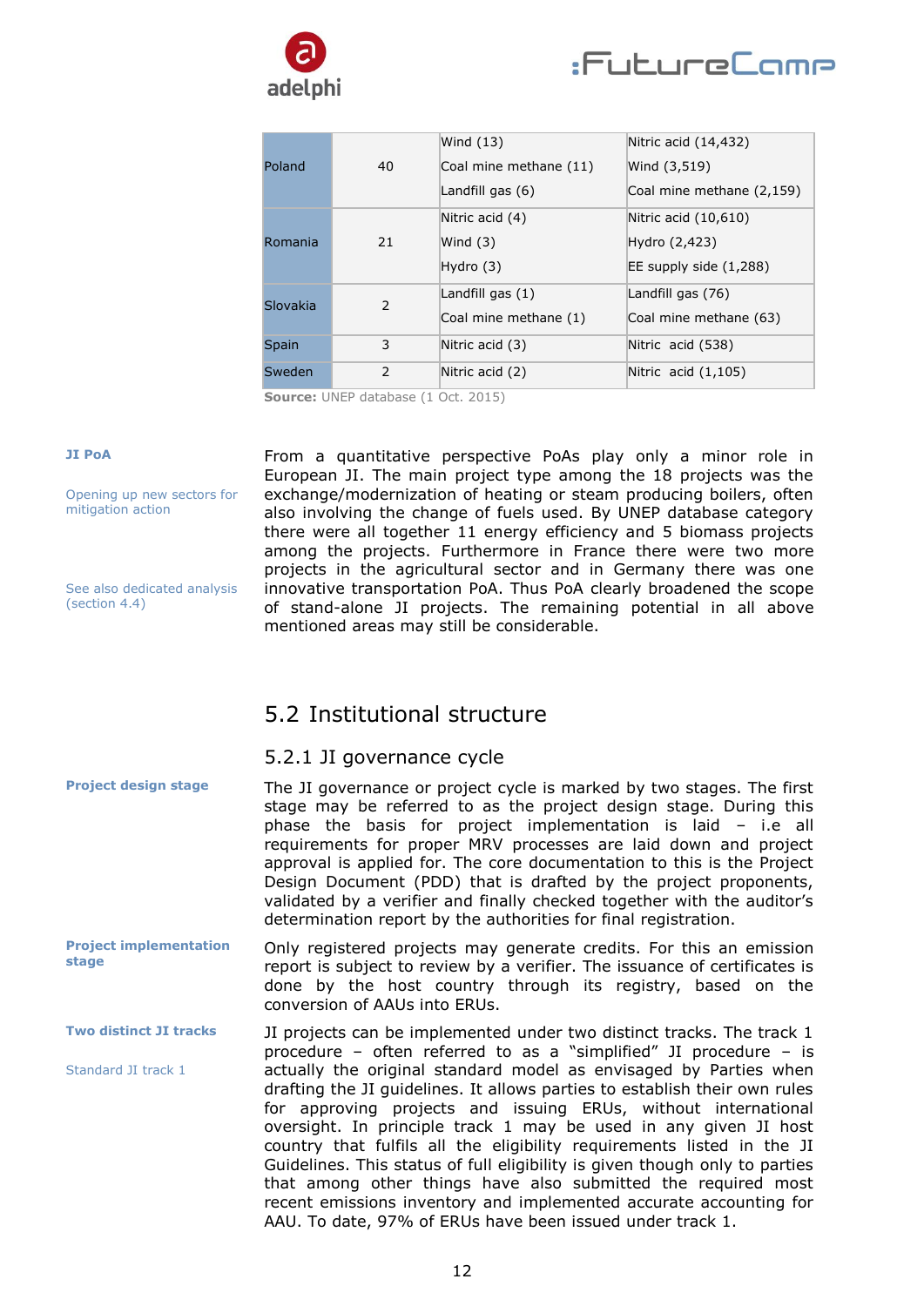| | | | |
|---|---|---|---|
| Poland | 40 | Wind (13)<br>Coal mine methane (11)<br>Landfill gas (6) | Nitric acid (14,432)<br>Wind (3,519)<br>Coal mine methane (2,159) |
| Romania | 21 | Nitric acid (4)<br>Wind (3)<br>Hydro (3) | Nitric acid (10,610)<br>Hydro (2,423)<br>EE supply side (1,288) |
| Slovakia | 2 | Landfill gas (1)<br>Coal mine methane (1) | Landfill gas (76)<br>Coal mine methane (63) |
| Spain | 3 | Nitric acid (3) | Nitric acid (538) |
| Sweden | 2 | Nitric acid (2) | Nitric acid (1,105) |

**Source:** UNEP database (1 Oct. 2015)

**JI PoA**

Opening up new sectors for mitigation action

See also dedicated analysis (section 4.4)

From a quantitative perspective PoAs play only a minor role in European JI. The main project type among the 18 projects was the exchange/modernization of heating or steam producing boilers, often also involving the change of fuels used. By UNEP database category there were all together 11 energy efficiency and 5 biomass projects among the projects. Furthermore in France there were two more projects in the agricultural sector and in Germany there was one innovative transportation PoA. Thus PoA clearly broadened the scope of stand-alone JI projects. The remaining potential in all above mentioned areas may still be considerable.

## 5.2 Institutional structure

### 5.2.1 JI governance cycle

**Project design stage**

The JI governance or project cycle is marked by two stages. The first stage may be referred to as the project design stage. During this phase the basis for project implementation is laid – i.e all requirements for proper MRV processes are laid down and project approval is applied for. The core documentation to this is the Project Design Document (PDD) that is drafted by the project proponents, validated by a verifier and finally checked together with the auditor's determination report by the authorities for final registration.

**Project implementation stage**

Only registered projects may generate credits. For this an emission report is subject to review by a verifier. The issuance of certificates is done by the host country through its registry, based on the conversion of AAUs into ERUs.

**Two distinct JI tracks**

Standard JI track 1

JI projects can be implemented under two distinct tracks. The track 1 procedure – often referred to as a "simplified" JI procedure – is actually the original standard model as envisaged by Parties when drafting the JI guidelines. It allows parties to establish their own rules for approving projects and issuing ERUs, without international oversight. In principle track 1 may be used in any given JI host country that fulfils all the eligibility requirements listed in the JI Guidelines. This status of full eligibility is given though only to parties that among other things have also submitted the required most recent emissions inventory and implemented accurate accounting for AAU. To date, 97% of ERUs have been issued under track 1.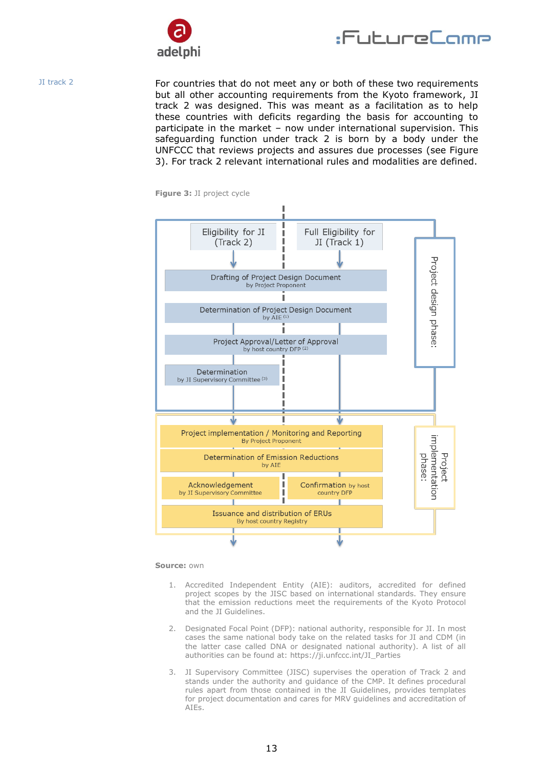JI track 2

For countries that do not meet any or both of these two requirements but all other accounting requirements from the Kyoto framework, JI track 2 was designed. This was meant as a facilitation as to help these countries with deficits regarding the basis for accounting to participate in the market – now under international supervision. This safeguarding function under track 2 is born by a body under the UNFCCC that reviews projects and assures due processes (see Figure 3). For track 2 relevant international rules and modalities are defined.

**Figure 3:** JI project cycle

Project design phase:

- Eligibility for JI (Track 2)
- Full Eligibility for JI (Track 1)
- Drafting of Project Design Document
  by Project Proponent
- Determination of Project Design Document
  by AIE [(1)]
- Project Approval/Letter of Approval
  by host country DFP [(2)]
- Determination
  by JI Supervisory Committee [(3)]

Project implementation phase:

- Project implementation / Monitoring and Reporting
  By Project Proponent
- Determination of Emission Reductions
  by AIE
- Acknowledgement
  by JI Supervisory Committee
- Confirmation by host country DFP
- Issuance and distribution of ERUs
  By host country Registry

**Source:** own

1. Accredited Independent Entity (AIE): auditors, accredited for defined project scopes by the JISC based on international standards. They ensure that the emission reductions meet the requirements of the Kyoto Protocol and the JI Guidelines.
2. Designated Focal Point (DFP): national authority, responsible for JI. In most cases the same national body take on the related tasks for JI and CDM (in the latter case called DNA or designated national authority). A list of all authorities can be found at: https://ji.unfccc.int/JI_Parties
3. JI Supervisory Committee (JISC) supervises the operation of Track 2 and stands under the authority and guidance of the CMP. It defines procedural rules apart from those contained in the JI Guidelines, provides templates for project documentation and cares for MRV guidelines and accreditation of AIEs.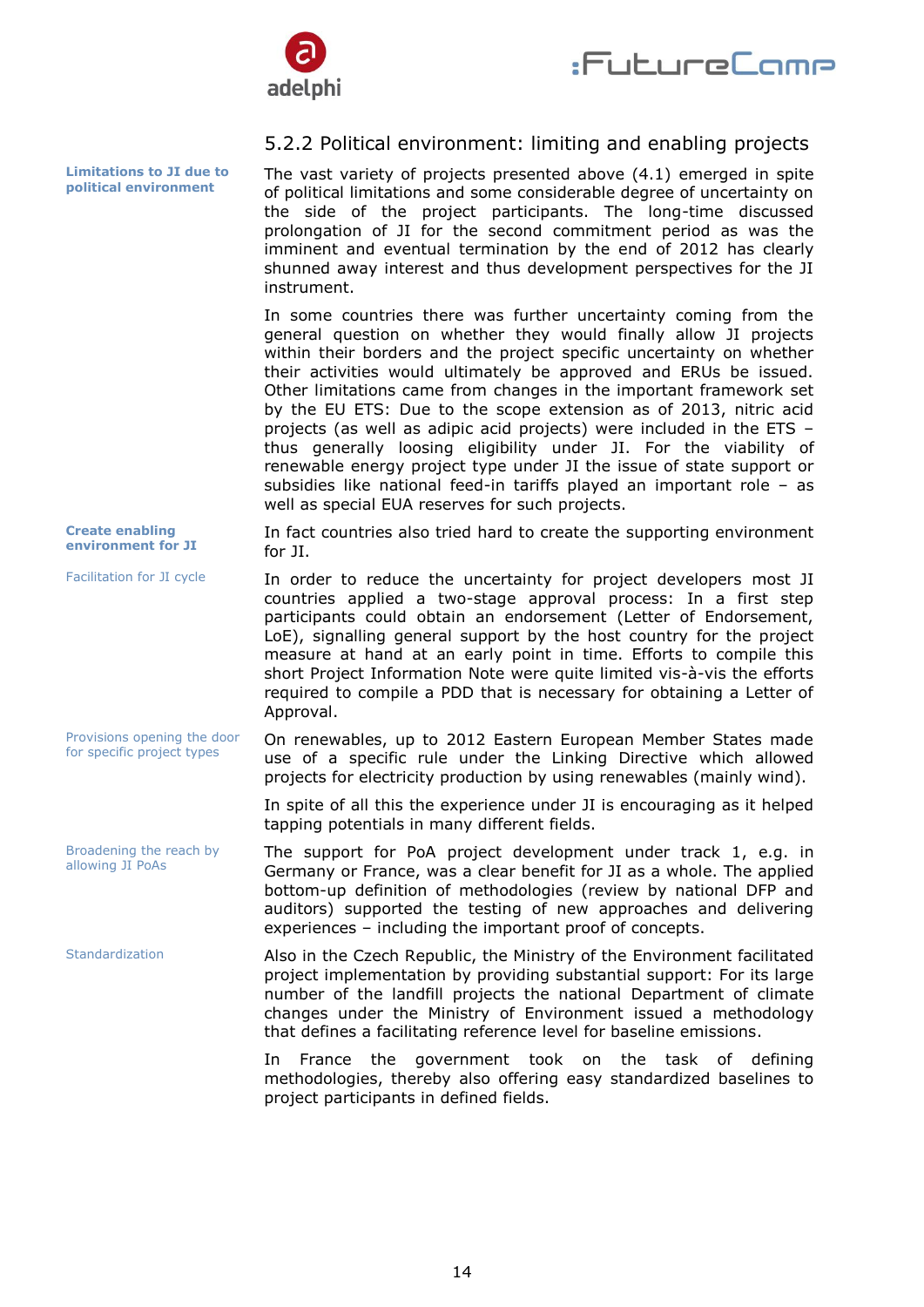### 5.2.2 Political environment: limiting and enabling projects

**Limitations to JI due to political environment**

The vast variety of projects presented above (4.1) emerged in spite of political limitations and some considerable degree of uncertainty on the side of the project participants. The long-time discussed prolongation of JI for the second commitment period as was the imminent and eventual termination by the end of 2012 has clearly shunned away interest and thus development perspectives for the JI instrument.

In some countries there was further uncertainty coming from the general question on whether they would finally allow JI projects within their borders and the project specific uncertainty on whether their activities would ultimately be approved and ERUs be issued. Other limitations came from changes in the important framework set by the EU ETS: Due to the scope extension as of 2013, nitric acid projects (as well as adipic acid projects) were included in the ETS – thus generally loosing eligibility under JI. For the viability of renewable energy project type under JI the issue of state support or subsidies like national feed-in tariffs played an important role – as well as special EUA reserves for such projects.

**Create enabling environment for JI**

In fact countries also tried hard to create the supporting environment for JI.

Facilitation for JI cycle

In order to reduce the uncertainty for project developers most JI countries applied a two-stage approval process: In a first step participants could obtain an endorsement (Letter of Endorsement, LoE), signalling general support by the host country for the project measure at hand at an early point in time. Efforts to compile this short Project Information Note were quite limited vis-à-vis the efforts required to compile a PDD that is necessary for obtaining a Letter of Approval.

Provisions opening the door for specific project types

On renewables, up to 2012 Eastern European Member States made use of a specific rule under the Linking Directive which allowed projects for electricity production by using renewables (mainly wind).

In spite of all this the experience under JI is encouraging as it helped tapping potentials in many different fields.

Broadening the reach by allowing JI PoAs

The support for PoA project development under track 1, e.g. in Germany or France, was a clear benefit for JI as a whole. The applied bottom-up definition of methodologies (review by national DFP and auditors) supported the testing of new approaches and delivering experiences – including the important proof of concepts.

Standardization

Also in the Czech Republic, the Ministry of the Environment facilitated project implementation by providing substantial support: For its large number of the landfill projects the national Department of climate changes under the Ministry of Environment issued a methodology that defines a facilitating reference level for baseline emissions.

In France the government took on the task of defining methodologies, thereby also offering easy standardized baselines to project participants in defined fields.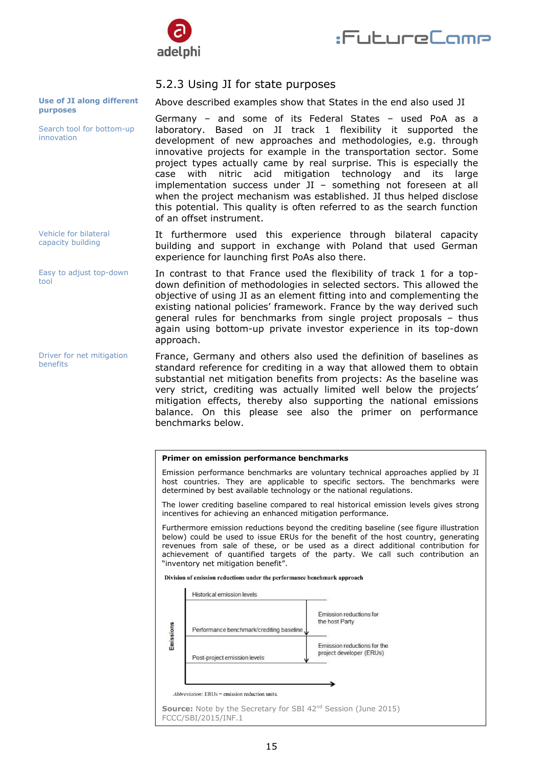### 5.2.3 Using JI for state purposes

**Use of JI along different purposes**

Above described examples show that States in the end also used JI

Search tool for bottom-up innovation

Germany – and some of its Federal States – used PoA as a laboratory. Based on JI track 1 flexibility it supported the development of new approaches and methodologies, e.g. through innovative projects for example in the transportation sector. Some project types actually came by real surprise. This is especially the case with nitric acid mitigation technology and its large implementation success under JI – something not foreseen at all when the project mechanism was established. JI thus helped disclose this potential. This quality is often referred to as the search function of an offset instrument.

Vehicle for bilateral capacity building

It furthermore used this experience through bilateral capacity building and support in exchange with Poland that used German experience for launching first PoAs also there.

Easy to adjust top-down tool

In contrast to that France used the flexibility of track 1 for a top-down definition of methodologies in selected sectors. This allowed the objective of using JI as an element fitting into and complementing the existing national policies' framework. France by the way derived such general rules for benchmarks from single project proposals – thus again using bottom-up private investor experience in its top-down approach.

Driver for net mitigation benefits

France, Germany and others also used the definition of baselines as standard reference for crediting in a way that allowed them to obtain substantial net mitigation benefits from projects: As the baseline was very strict, crediting was actually limited well below the projects' mitigation effects, thereby also supporting the national emissions balance. On this please see also the primer on performance benchmarks below.

---

**Primer on emission performance benchmarks**

Emission performance benchmarks are voluntary technical approaches applied by JI host countries. They are applicable to specific sectors. The benchmarks were determined by best available technology or the national regulations.

The lower crediting baseline compared to real historical emission levels gives strong incentives for achieving an enhanced mitigation performance.

Furthermore emission reductions beyond the crediting baseline (see figure illustration below) could be used to issue ERUs for the benefit of the host country, generating revenues from sale of these, or be used as a direct additional contribution for achievement of quantified targets of the party. We call such contribution an "inventory net mitigation benefit".

**Division of emission reductions under the performance benchmark approach**

Emissions

- Historical emission levels
- Performance benchmark/crediting baseline
- Post-project emission levels

- Emission reductions for the host Party
- Emission reductions for the project developer (ERUs)

*Abbreviation*: ERUs = emission reduction units.

**Source:** Note by the Secretary for SBI 42[nd] Session (June 2015) FCCC/SBI/2015/INF.1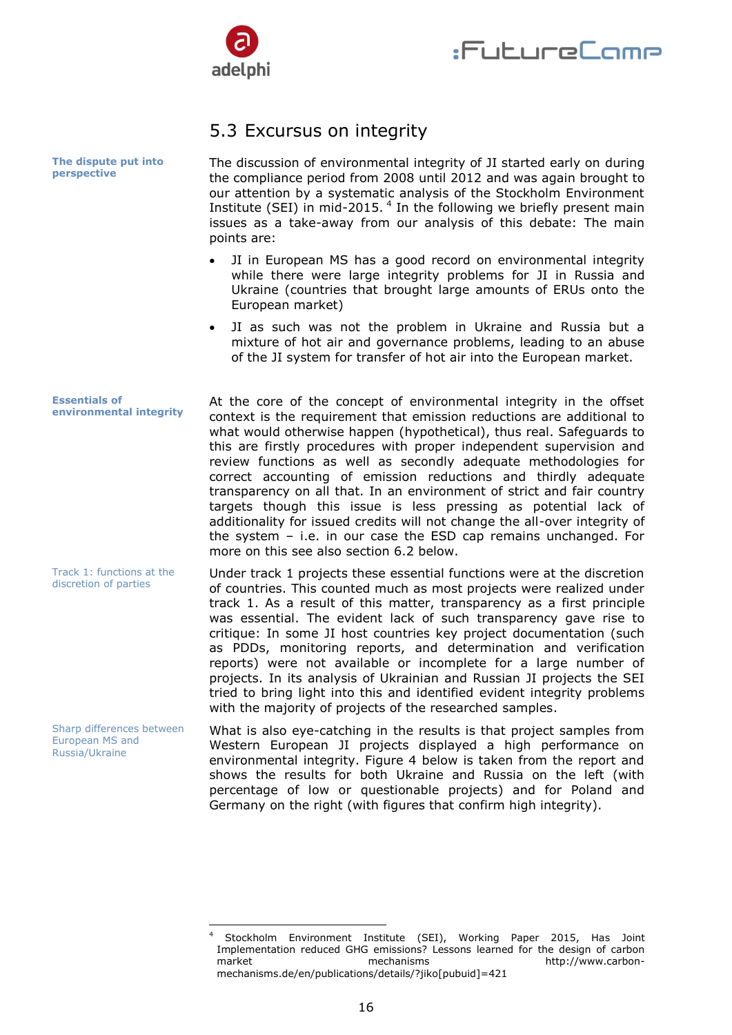## 5.3 Excursus on integrity

**The dispute put into perspective**

The discussion of environmental integrity of JI started early on during the compliance period from 2008 until 2012 and was again brought to our attention by a systematic analysis of the Stockholm Environment Institute (SEI) in mid-2015. [4] In the following we briefly present main issues as a take-away from our analysis of this debate: The main points are:

- JI in European MS has a good record on environmental integrity while there were large integrity problems for JI in Russia and Ukraine (countries that brought large amounts of ERUs onto the European market)
- JI as such was not the problem in Ukraine and Russia but a mixture of hot air and governance problems, leading to an abuse of the JI system for transfer of hot air into the European market.

**Essentials of environmental integrity**

At the core of the concept of environmental integrity in the offset context is the requirement that emission reductions are additional to what would otherwise happen (hypothetical), thus real. Safeguards to this are firstly procedures with proper independent supervision and review functions as well as secondly adequate methodologies for correct accounting of emission reductions and thirdly adequate transparency on all that. In an environment of strict and fair country targets though this issue is less pressing as potential lack of additionality for issued credits will not change the all-over integrity of the system – i.e. in our case the ESD cap remains unchanged. For more on this see also section 6.2 below.

Track 1: functions at the discretion of parties

Under track 1 projects these essential functions were at the discretion of countries. This counted much as most projects were realized under track 1. As a result of this matter, transparency as a first principle was essential. The evident lack of such transparency gave rise to critique: In some JI host countries key project documentation (such as PDDs, monitoring reports, and determination and verification reports) were not available or incomplete for a large number of projects. In its analysis of Ukrainian and Russian JI projects the SEI tried to bring light into this and identified evident integrity problems with the majority of projects of the researched samples.

Sharp differences between European MS and Russia/Ukraine

What is also eye-catching in the results is that project samples from Western European JI projects displayed a high performance on environmental integrity. Figure 4 below is taken from the report and shows the results for both Ukraine and Russia on the left (with percentage of low or questionable projects) and for Poland and Germany on the right (with figures that confirm high integrity).

---

[4] Stockholm Environment Institute (SEI), Working Paper 2015, Has Joint Implementation reduced GHG emissions? Lessons learned for the design of carbon market mechanisms http://www.carbon-mechanisms.de/en/publications/details/?jiko[pubuid]=421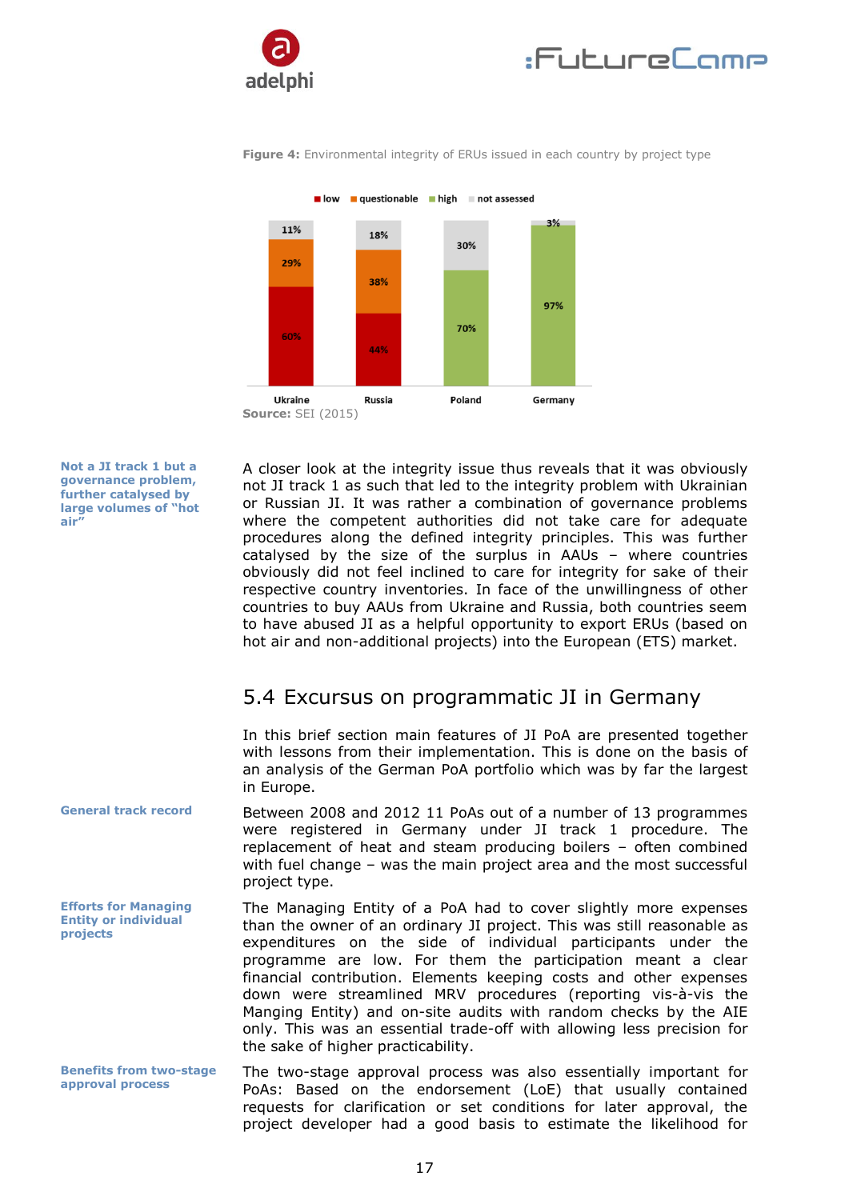**Figure 4:** Environmental integrity of ERUs issued in each country by project type

| | low | questionable | high | not assessed |
|---|---|---|---|---|
| Ukraine | 60% | 29% | | 11% |
| Russia | 44% | 38% | | 18% |
| Poland | | | 70% | 30% |
| Germany | | | 97% | 3% |

**Source:** SEI (2015)

**Not a JI track 1 but a governance problem, further catalysed by large volumes of "hot air"**

A closer look at the integrity issue thus reveals that it was obviously not JI track 1 as such that led to the integrity problem with Ukrainian or Russian JI. It was rather a combination of governance problems where the competent authorities did not take care for adequate procedures along the defined integrity principles. This was further catalysed by the size of the surplus in AAUs – where countries obviously did not feel inclined to care for integrity for sake of their respective country inventories. In face of the unwillingness of other countries to buy AAUs from Ukraine and Russia, both countries seem to have abused JI as a helpful opportunity to export ERUs (based on hot air and non-additional projects) into the European (ETS) market.

## 5.4 Excursus on programmatic JI in Germany

In this brief section main features of JI PoA are presented together with lessons from their implementation. This is done on the basis of an analysis of the German PoA portfolio which was by far the largest in Europe.

**General track record**

Between 2008 and 2012 11 PoAs out of a number of 13 programmes were registered in Germany under JI track 1 procedure. The replacement of heat and steam producing boilers – often combined with fuel change – was the main project area and the most successful project type.

**Efforts for Managing Entity or individual projects**

The Managing Entity of a PoA had to cover slightly more expenses than the owner of an ordinary JI project. This was still reasonable as expenditures on the side of individual participants under the programme are low. For them the participation meant a clear financial contribution. Elements keeping costs and other expenses down were streamlined MRV procedures (reporting vis-à-vis the Manging Entity) and on-site audits with random checks by the AIE only. This was an essential trade-off with allowing less precision for the sake of higher practicability.

**Benefits from two-stage approval process**

The two-stage approval process was also essentially important for PoAs: Based on the endorsement (LoE) that usually contained requests for clarification or set conditions for later approval, the project developer had a good basis to estimate the likelihood for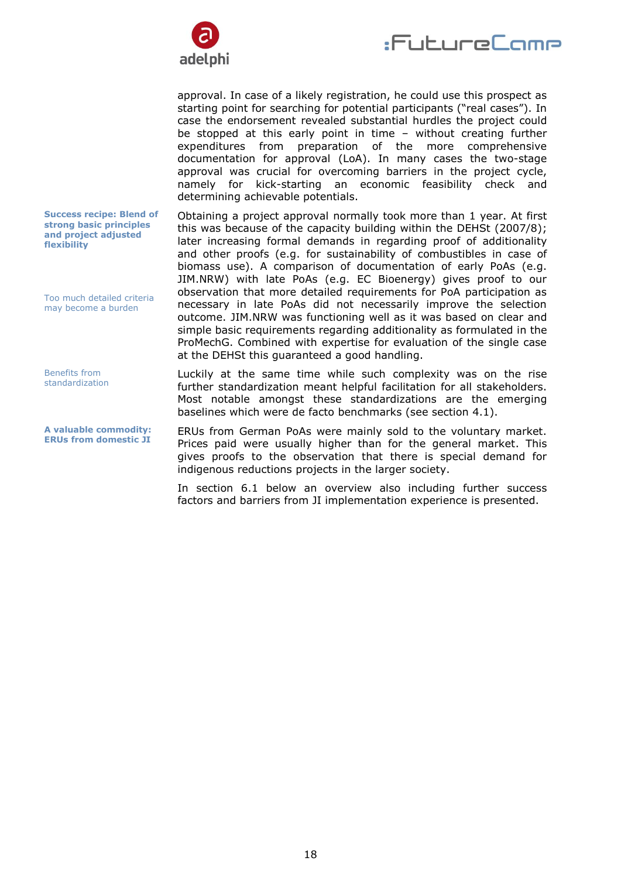approval. In case of a likely registration, he could use this prospect as starting point for searching for potential participants ("real cases"). In case the endorsement revealed substantial hurdles the project could be stopped at this early point in time – without creating further expenditures from preparation of the more comprehensive documentation for approval (LoA). In many cases the two-stage approval was crucial for overcoming barriers in the project cycle, namely for kick-starting an economic feasibility check and determining achievable potentials.

**Success recipe: Blend of strong basic principles and project adjusted flexibility**

Obtaining a project approval normally took more than 1 year. At first this was because of the capacity building within the DEHSt (2007/8); later increasing formal demands in regarding proof of additionality and other proofs (e.g. for sustainability of combustibles in case of biomass use). A comparison of documentation of early PoAs (e.g. JIM.NRW) with late PoAs (e.g. EC Bioenergy) gives proof to our observation that more detailed requirements for PoA participation as necessary in late PoAs did not necessarily improve the selection outcome. JIM.NRW was functioning well as it was based on clear and simple basic requirements regarding additionality as formulated in the ProMechG. Combined with expertise for evaluation of the single case at the DEHSt this guaranteed a good handling.

*Too much detailed criteria may become a burden*

*Benefits from standardization*

Luckily at the same time while such complexity was on the rise further standardization meant helpful facilitation for all stakeholders. Most notable amongst these standardizations are the emerging baselines which were de facto benchmarks (see section 4.1).

**A valuable commodity: ERUs from domestic JI**

ERUs from German PoAs were mainly sold to the voluntary market. Prices paid were usually higher than for the general market. This gives proofs to the observation that there is special demand for indigenous reductions projects in the larger society.

In section 6.1 below an overview also including further success factors and barriers from JI implementation experience is presented.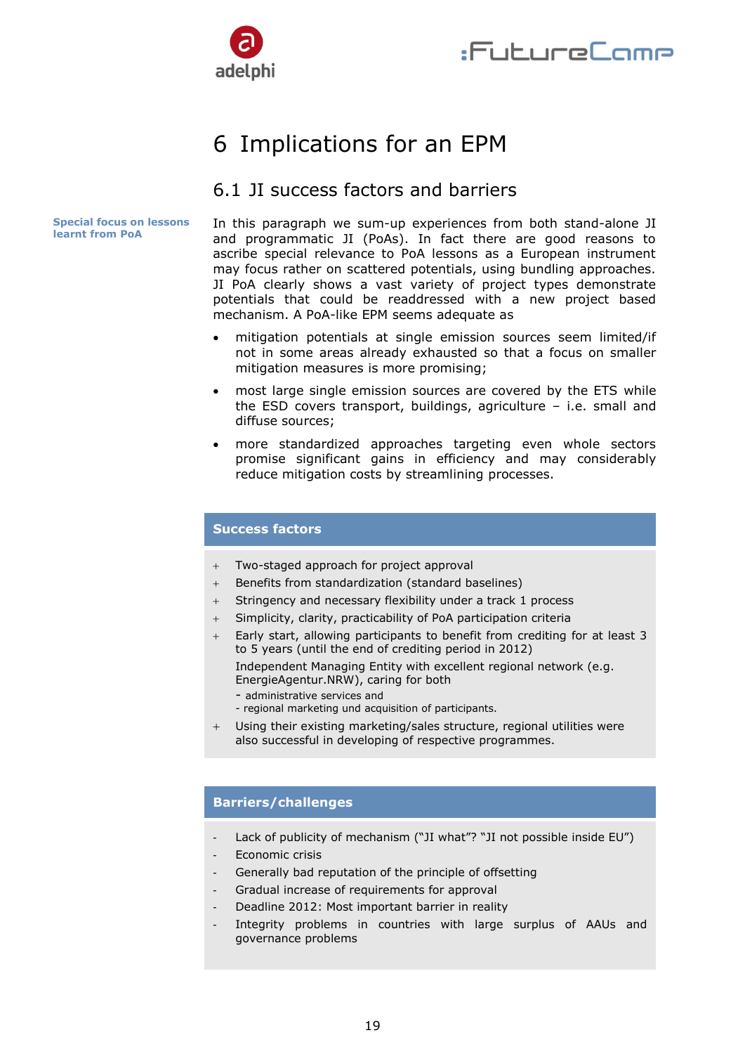# 6 Implications for an EPM

## 6.1 JI success factors and barriers

**Special focus on lessons learnt from PoA**

In this paragraph we sum-up experiences from both stand-alone JI and programmatic JI (PoAs). In fact there are good reasons to ascribe special relevance to PoA lessons as a European instrument may focus rather on scattered potentials, using bundling approaches. JI PoA clearly shows a vast variety of project types demonstrate potentials that could be readdressed with a new project based mechanism. A PoA-like EPM seems adequate as

- mitigation potentials at single emission sources seem limited/if not in some areas already exhausted so that a focus on smaller mitigation measures is more promising;
- most large single emission sources are covered by the ETS while the ESD covers transport, buildings, agriculture – i.e. small and diffuse sources;
- more standardized approaches targeting even whole sectors promise significant gains in efficiency and may considerably reduce mitigation costs by streamlining processes.

**Success factors**

+ Two-staged approach for project approval
+ Benefits from standardization (standard baselines)
+ Stringency and necessary flexibility under a track 1 process
+ Simplicity, clarity, practicability of PoA participation criteria
+ Early start, allowing participants to benefit from crediting for at least 3 to 5 years (until the end of crediting period in 2012)

  Independent Managing Entity with excellent regional network (e.g. EnergieAgentur.NRW), caring for both
  - administrative services and
  - regional marketing und acquisition of participants.
+ Using their existing marketing/sales structure, regional utilities were also successful in developing of respective programmes.

**Barriers/challenges**

- Lack of publicity of mechanism (“JI what”? “JI not possible inside EU”)
- Economic crisis
- Generally bad reputation of the principle of offsetting
- Gradual increase of requirements for approval
- Deadline 2012: Most important barrier in reality
- Integrity problems in countries with large surplus of AAUs and governance problems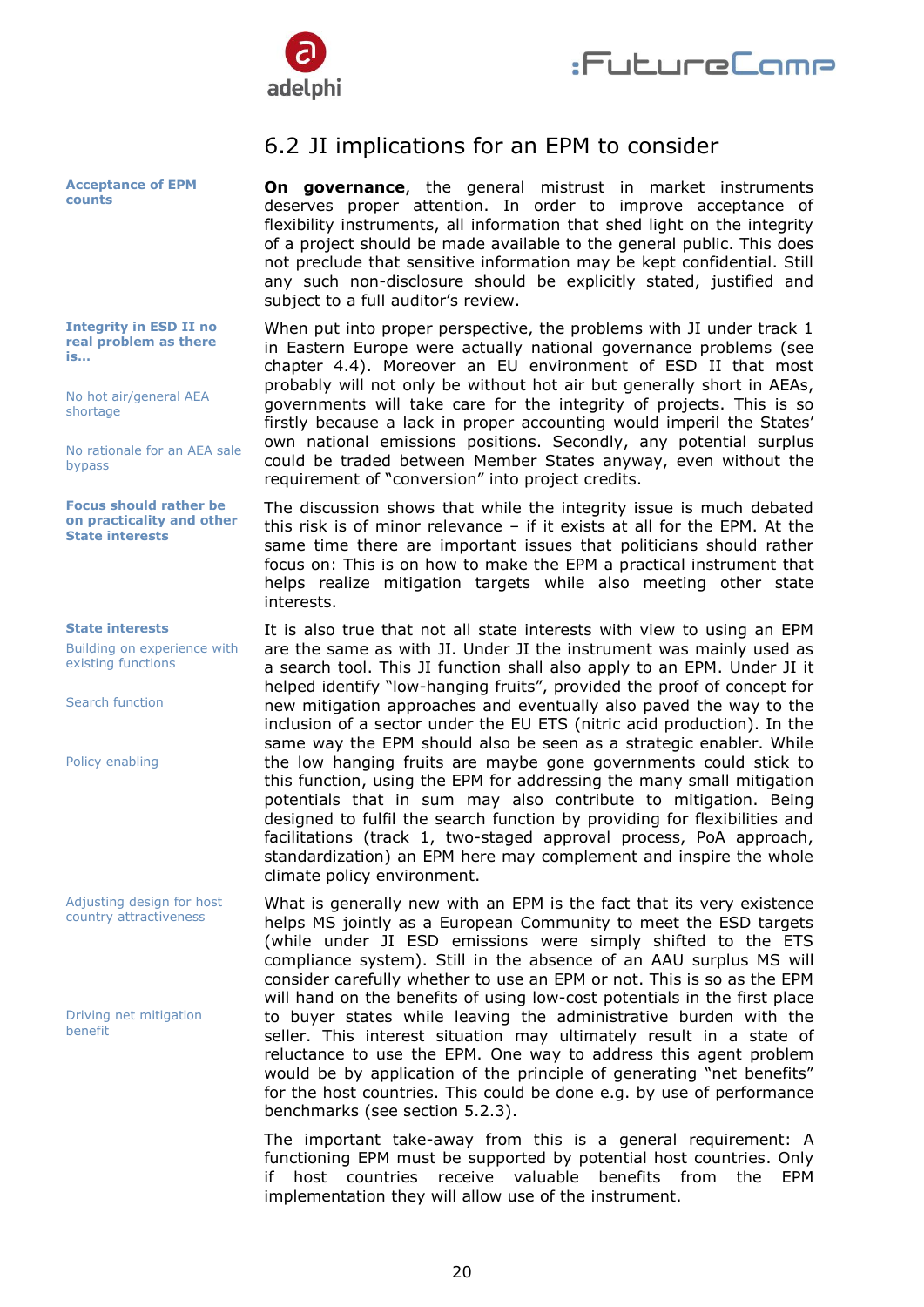## 6.2 JI implications for an EPM to consider

**Acceptance of EPM counts**

**On governance**, the general mistrust in market instruments deserves proper attention. In order to improve acceptance of flexibility instruments, all information that shed light on the integrity of a project should be made available to the general public. This does not preclude that sensitive information may be kept confidential. Still any such non-disclosure should be explicitly stated, justified and subject to a full auditor's review.

**Integrity in ESD II no real problem as there is...**

No hot air/general AEA shortage

No rationale for an AEA sale bypass

When put into proper perspective, the problems with JI under track 1 in Eastern Europe were actually national governance problems (see chapter 4.4). Moreover an EU environment of ESD II that most probably will not only be without hot air but generally short in AEAs, governments will take care for the integrity of projects. This is so firstly because a lack in proper accounting would imperil the States' own national emissions positions. Secondly, any potential surplus could be traded between Member States anyway, even without the requirement of "conversion" into project credits.

**Focus should rather be on practicality and other State interests**

The discussion shows that while the integrity issue is much debated this risk is of minor relevance – if it exists at all for the EPM. At the same time there are important issues that politicians should rather focus on: This is on how to make the EPM a practical instrument that helps realize mitigation targets while also meeting other state interests.

**State interests**

Building on experience with existing functions

Search function

Policy enabling

It is also true that not all state interests with view to using an EPM are the same as with JI. Under JI the instrument was mainly used as a search tool. This JI function shall also apply to an EPM. Under JI it helped identify "low-hanging fruits", provided the proof of concept for new mitigation approaches and eventually also paved the way to the inclusion of a sector under the EU ETS (nitric acid production). In the same way the EPM should also be seen as a strategic enabler. While the low hanging fruits are maybe gone governments could stick to this function, using the EPM for addressing the many small mitigation potentials that in sum may also contribute to mitigation. Being designed to fulfil the search function by providing for flexibilities and facilitations (track 1, two-staged approval process, PoA approach, standardization) an EPM here may complement and inspire the whole climate policy environment.

Adjusting design for host country attractiveness

Driving net mitigation benefit

What is generally new with an EPM is the fact that its very existence helps MS jointly as a European Community to meet the ESD targets (while under JI ESD emissions were simply shifted to the ETS compliance system). Still in the absence of an AAU surplus MS will consider carefully whether to use an EPM or not. This is so as the EPM will hand on the benefits of using low-cost potentials in the first place to buyer states while leaving the administrative burden with the seller. This interest situation may ultimately result in a state of reluctance to use the EPM. One way to address this agent problem would be by application of the principle of generating "net benefits" for the host countries. This could be done e.g. by use of performance benchmarks (see section 5.2.3).

The important take-away from this is a general requirement: A functioning EPM must be supported by potential host countries. Only if host countries receive valuable benefits from the EPM implementation they will allow use of the instrument.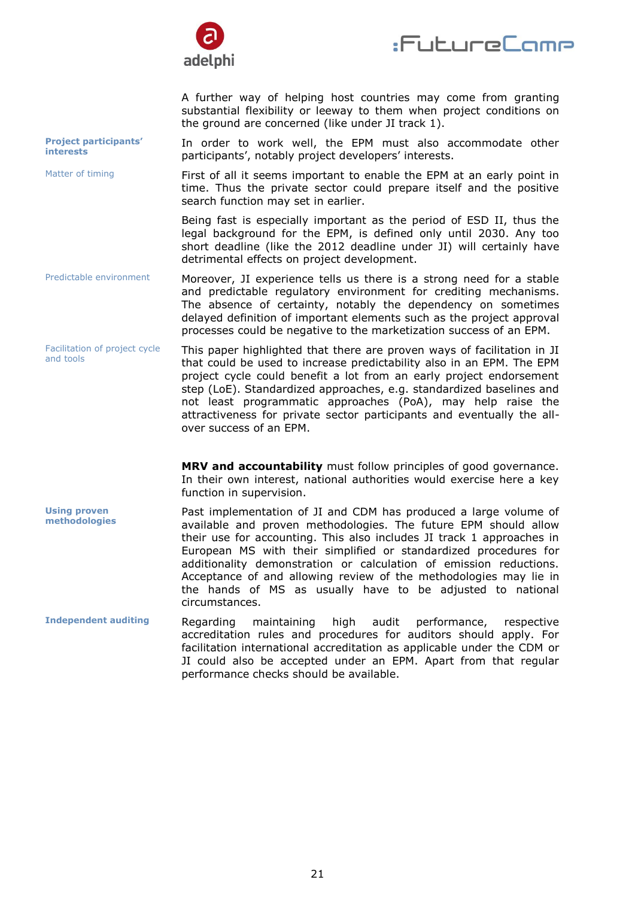A further way of helping host countries may come from granting substantial flexibility or leeway to them when project conditions on the ground are concerned (like under JI track 1).

**Project participants' interests**

In order to work well, the EPM must also accommodate other participants', notably project developers' interests.

Matter of timing

First of all it seems important to enable the EPM at an early point in time. Thus the private sector could prepare itself and the positive search function may set in earlier.

Being fast is especially important as the period of ESD II, thus the legal background for the EPM, is defined only until 2030. Any too short deadline (like the 2012 deadline under JI) will certainly have detrimental effects on project development.

Predictable environment

Moreover, JI experience tells us there is a strong need for a stable and predictable regulatory environment for crediting mechanisms. The absence of certainty, notably the dependency on sometimes delayed definition of important elements such as the project approval processes could be negative to the marketization success of an EPM.

Facilitation of project cycle and tools

This paper highlighted that there are proven ways of facilitation in JI that could be used to increase predictability also in an EPM. The EPM project cycle could benefit a lot from an early project endorsement step (LoE). Standardized approaches, e.g. standardized baselines and not least programmatic approaches (PoA), may help raise the attractiveness for private sector participants and eventually the all-over success of an EPM.

**MRV and accountability** must follow principles of good governance. In their own interest, national authorities would exercise here a key function in supervision.

**Using proven methodologies**

Past implementation of JI and CDM has produced a large volume of available and proven methodologies. The future EPM should allow their use for accounting. This also includes JI track 1 approaches in European MS with their simplified or standardized procedures for additionality demonstration or calculation of emission reductions. Acceptance of and allowing review of the methodologies may lie in the hands of MS as usually have to be adjusted to national circumstances.

**Independent auditing**

Regarding maintaining high audit performance, respective accreditation rules and procedures for auditors should apply. For facilitation international accreditation as applicable under the CDM or JI could also be accepted under an EPM. Apart from that regular performance checks should be available.